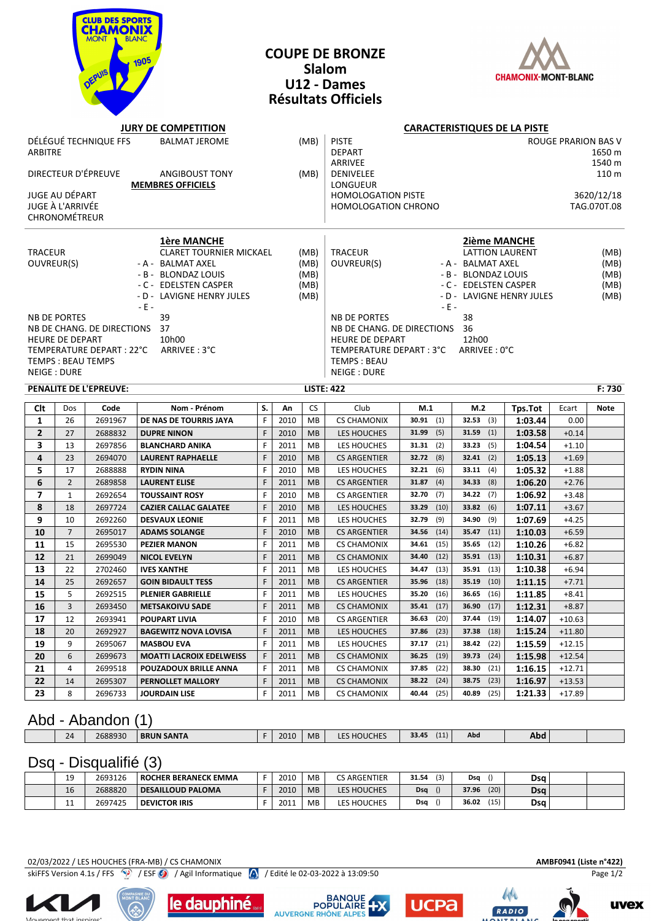# COUPE DE BRONZE
## Slalom
## U12 - Dames
## Résultats Officiels

**JURY DE COMPETITION**

| | | |
|---|---|---|
| DÉLÉGUÉ TECHNIQUE FFS | BALMAT JEROME | (MB) |
| ARBITRE | | |
| DIRECTEUR D'ÉPREUVE | ANGIBOUST TONY | (MB) |
| | **MEMBRES OFFICIELS** | |
| JUGE AU DÉPART | | |
| JUGE À L'ARRIVÉE | | |
| CHRONOMÉTREUR | | |

**CARACTERISTIQUES DE LA PISTE**

| | |
|---|---|
| PISTE | ROUGE PRARION BAS V |
| DEPART | 1650 m |
| ARRIVEE | 1540 m |
| DENIVELEE | 110 m |
| LONGUEUR | |
| HOMOLOGATION PISTE | 3620/12/18 |
| HOMOLOGATION CHRONO | TAG.070T.08 |

**1ère MANCHE**

| | | |
|---|---|---|
| TRACEUR | CLARET TOURNIER MICKAEL | (MB) |
| OUVREUR(S) | - A - BALMAT AXEL | (MB) |
| | - B - BLONDAZ LOUIS | (MB) |
| | - C - EDELSTEN CASPER | (MB) |
| | - D - LAVIGNE HENRY JULES | (MB) |
| | - E - | |
| NB DE PORTES | 39 | |
| NB DE CHANG. DE DIRECTIONS | 37 | |
| HEURE DE DEPART | 10h00 | |
| TEMPERATURE DEPART : 22°C | ARRIVEE : 3°C | |
| TEMPS : BEAU TEMPS | | |
| NEIGE : DURE | | |

**2ième MANCHE**

| | | |
|---|---|---|
| TRACEUR | LATTION LAURENT | (MB) |
| OUVREUR(S) | - A - BALMAT AXEL | (MB) |
| | - B - BLONDAZ LOUIS | (MB) |
| | - C - EDELSTEN CASPER | (MB) |
| | - D - LAVIGNE HENRY JULES | (MB) |
| | - E - | |
| NB DE PORTES | 38 | |
| NB DE CHANG. DE DIRECTIONS | 36 | |
| HEURE DE DEPART | 12h00 | |
| TEMPERATURE DEPART : 3°C | ARRIVEE : 0°C | |
| TEMPS : BEAU | | |
| NEIGE : DURE | | |

**PENALITE DE L'EPREUVE:** **LISTE: 422** **F: 730**

| Clt | Dos | Code | Nom - Prénom | S. | An | CS | Club | M.1 | M.2 | Tps.Tot | Ecart | Note |
|---|---|---|---|---|---|---|---|---|---|---|---|---|
| 1 | 26 | 2691967 | DE NAS DE TOURRIS JAYA | F | 2010 | MB | CS CHAMONIX | 30.91 (1) | 32.53 (3) | 1:03.44 | 0.00 | |
| 2 | 27 | 2688832 | DUPRE NINON | F | 2010 | MB | LES HOUCHES | 31.99 (5) | 31.59 (1) | 1:03.58 | +0.14 | |
| 3 | 13 | 2697856 | BLANCHARD ANIKA | F | 2011 | MB | LES HOUCHES | 31.31 (2) | 33.23 (5) | 1:04.54 | +1.10 | |
| 4 | 23 | 2694070 | LAURENT RAPHAELLE | F | 2010 | MB | CS ARGENTIER | 32.72 (8) | 32.41 (2) | 1:05.13 | +1.69 | |
| 5 | 17 | 2688888 | RYDIN NINA | F | 2010 | MB | LES HOUCHES | 32.21 (6) | 33.11 (4) | 1:05.32 | +1.88 | |
| 6 | 2 | 2689858 | LAURENT ELISE | F | 2011 | MB | CS ARGENTIER | 31.87 (4) | 34.33 (8) | 1:06.20 | +2.76 | |
| 7 | 1 | 2692654 | TOUSSAINT ROSY | F | 2010 | MB | CS ARGENTIER | 32.70 (7) | 34.22 (7) | 1:06.92 | +3.48 | |
| 8 | 18 | 2697724 | CAZIER CALLAC GALATEE | F | 2010 | MB | LES HOUCHES | 33.29 (10) | 33.82 (6) | 1:07.11 | +3.67 | |
| 9 | 10 | 2692260 | DESVAUX LEONIE | F | 2011 | MB | LES HOUCHES | 32.79 (9) | 34.90 (9) | 1:07.69 | +4.25 | |
| 10 | 7 | 2695017 | ADAMS SOLANGE | F | 2010 | MB | CS ARGENTIER | 34.56 (14) | 35.47 (11) | 1:10.03 | +6.59 | |
| 11 | 15 | 2695530 | PEZIER MANON | F | 2011 | MB | CS CHAMONIX | 34.61 (15) | 35.65 (12) | 1:10.26 | +6.82 | |
| 12 | 21 | 2699049 | NICOL EVELYN | F | 2011 | MB | CS CHAMONIX | 34.40 (12) | 35.91 (13) | 1:10.31 | +6.87 | |
| 13 | 22 | 2702460 | IVES XANTHE | F | 2011 | MB | LES HOUCHES | 34.47 (13) | 35.91 (13) | 1:10.38 | +6.94 | |
| 14 | 25 | 2692657 | GOIN BIDAULT TESS | F | 2011 | MB | CS ARGENTIER | 35.96 (18) | 35.19 (10) | 1:11.15 | +7.71 | |
| 15 | 5 | 2692515 | PLENIER GABRIELLE | F | 2011 | MB | LES HOUCHES | 35.20 (16) | 36.65 (16) | 1:11.85 | +8.41 | |
| 16 | 3 | 2693450 | METSAKOIVU SADE | F | 2011 | MB | CS CHAMONIX | 35.41 (17) | 36.90 (17) | 1:12.31 | +8.87 | |
| 17 | 12 | 2693941 | POUPART LIVIA | F | 2010 | MB | CS ARGENTIER | 36.63 (20) | 37.44 (19) | 1:14.07 | +10.63 | |
| 18 | 20 | 2692927 | BAGEWITZ NOVA LOVISA | F | 2011 | MB | LES HOUCHES | 37.86 (23) | 37.38 (18) | 1:15.24 | +11.80 | |
| 19 | 9 | 2695067 | MASBOU EVA | F | 2011 | MB | LES HOUCHES | 37.17 (21) | 38.42 (22) | 1:15.59 | +12.15 | |
| 20 | 6 | 2699673 | MOATTI LACROIX EDELWEISS | F | 2011 | MB | CS CHAMONIX | 36.25 (19) | 39.73 (24) | 1:15.98 | +12.54 | |
| 21 | 4 | 2699518 | POUZADOUX BRILLE ANNA | F | 2011 | MB | CS CHAMONIX | 37.85 (22) | 38.30 (21) | 1:16.15 | +12.71 | |
| 22 | 14 | 2695307 | PERNOLLET MALLORY | F | 2011 | MB | CS CHAMONIX | 38.22 (24) | 38.75 (23) | 1:16.97 | +13.53 | |
| 23 | 8 | 2696733 | JOURDAIN LISE | F | 2011 | MB | CS CHAMONIX | 40.44 (25) | 40.89 (25) | 1:21.33 | +17.89 | |

## Abd - Abandon (1)

| Clt | Dos | Code | Nom - Prénom | S. | An | CS | Club | M.1 | M.2 | Tps.Tot | Ecart | Note |
|---|---|---|---|---|---|---|---|---|---|---|---|---|
| | 24 | 2688930 | BRUN SANTA | F | 2010 | MB | LES HOUCHES | 33.45 (11) | Abd | Abd | | |

## Dsq - Disqualifié (3)

| Clt | Dos | Code | Nom - Prénom | S. | An | CS | Club | M.1 | M.2 | Tps.Tot | Ecart | Note |
|---|---|---|---|---|---|---|---|---|---|---|---|---|
| | 19 | 2693126 | ROCHER BERANECK EMMA | F | 2010 | MB | CS ARGENTIER | 31.54 (3) | Dsq () | Dsq | | |
| | 16 | 2688820 | DESAILLOUD PALOMA | F | 2010 | MB | LES HOUCHES | Dsq () | 37.96 (20) | Dsq | | |
| | 11 | 2697425 | DEVICTOR IRIS | F | 2011 | MB | LES HOUCHES | Dsq () | 36.02 (15) | Dsq | | |

02/03/2022 / LES HOUCHES (FRA-MB) / CS CHAMONIX — AMBF0941 (Liste n°422)

skiFFS Version 4.1s / FFS / ESF / Agil Informatique / Edité le 02-03-2022 à 13:09:50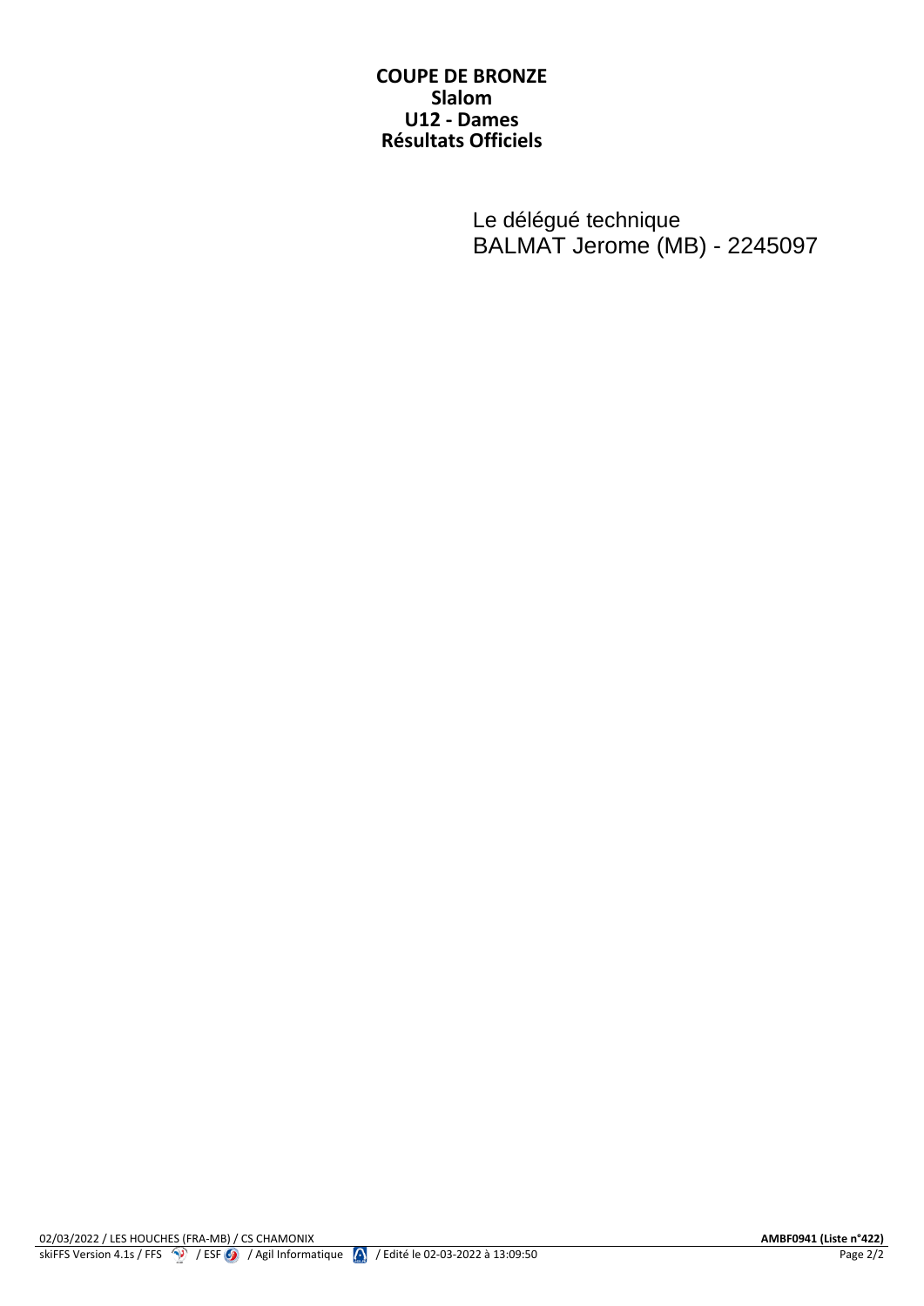**COUPE DE BRONZE**
**Slalom**
**U12 - Dames**
**Résultats Officiels**

Le délégué technique
BALMAT Jerome (MB) - 2245097